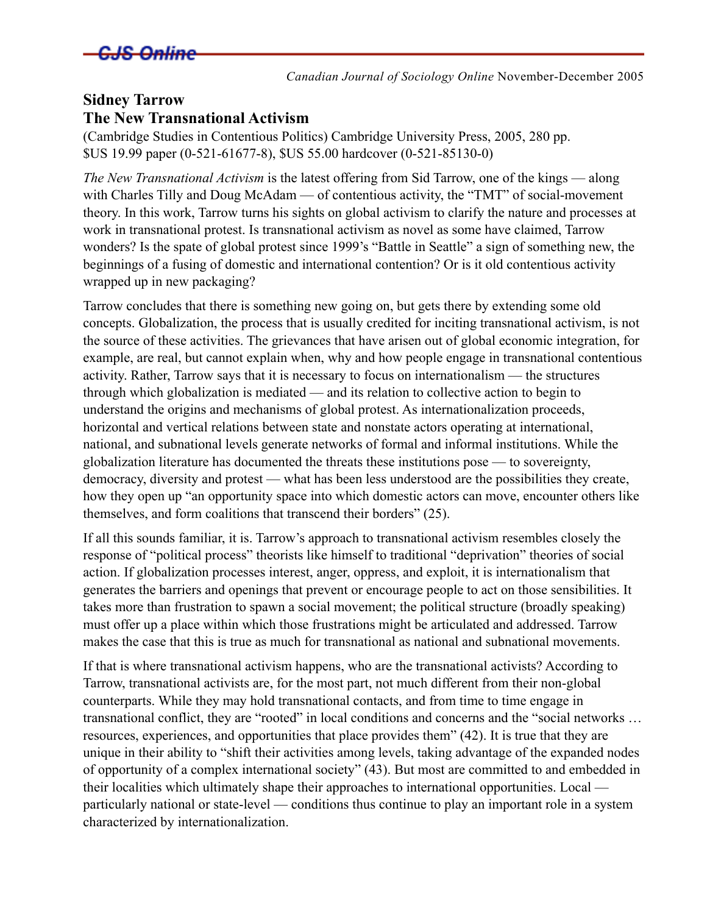**Sidney Tarrow**
**The New Transnational Activism**
(Cambridge Studies in Contentious Politics) Cambridge University Press, 2005, 280 pp.
$US 19.99 paper (0-521-61677-8), $US 55.00 hardcover (0-521-85130-0)

*The New Transnational Activism* is the latest offering from Sid Tarrow, one of the kings — along with Charles Tilly and Doug McAdam — of contentious activity, the "TMT" of social-movement theory. In this work, Tarrow turns his sights on global activism to clarify the nature and processes at work in transnational protest. Is transnational activism as novel as some have claimed, Tarrow wonders? Is the spate of global protest since 1999's "Battle in Seattle" a sign of something new, the beginnings of a fusing of domestic and international contention? Or is it old contentious activity wrapped up in new packaging?

Tarrow concludes that there is something new going on, but gets there by extending some old concepts. Globalization, the process that is usually credited for inciting transnational activism, is not the source of these activities. The grievances that have arisen out of global economic integration, for example, are real, but cannot explain when, why and how people engage in transnational contentious activity. Rather, Tarrow says that it is necessary to focus on internationalism — the structures through which globalization is mediated — and its relation to collective action to begin to understand the origins and mechanisms of global protest. As internationalization proceeds, horizontal and vertical relations between state and nonstate actors operating at international, national, and subnational levels generate networks of formal and informal institutions. While the globalization literature has documented the threats these institutions pose — to sovereignty, democracy, diversity and protest — what has been less understood are the possibilities they create, how they open up "an opportunity space into which domestic actors can move, encounter others like themselves, and form coalitions that transcend their borders" (25).

If all this sounds familiar, it is. Tarrow's approach to transnational activism resembles closely the response of "political process" theorists like himself to traditional "deprivation" theories of social action. If globalization processes interest, anger, oppress, and exploit, it is internationalism that generates the barriers and openings that prevent or encourage people to act on those sensibilities. It takes more than frustration to spawn a social movement; the political structure (broadly speaking) must offer up a place within which those frustrations might be articulated and addressed. Tarrow makes the case that this is true as much for transnational as national and subnational movements.

If that is where transnational activism happens, who are the transnational activists? According to Tarrow, transnational activists are, for the most part, not much different from their non-global counterparts. While they may hold transnational contacts, and from time to time engage in transnational conflict, they are "rooted" in local conditions and concerns and the "social networks … resources, experiences, and opportunities that place provides them" (42). It is true that they are unique in their ability to "shift their activities among levels, taking advantage of the expanded nodes of opportunity of a complex international society" (43). But most are committed to and embedded in their localities which ultimately shape their approaches to international opportunities. Local — particularly national or state-level — conditions thus continue to play an important role in a system characterized by internationalization.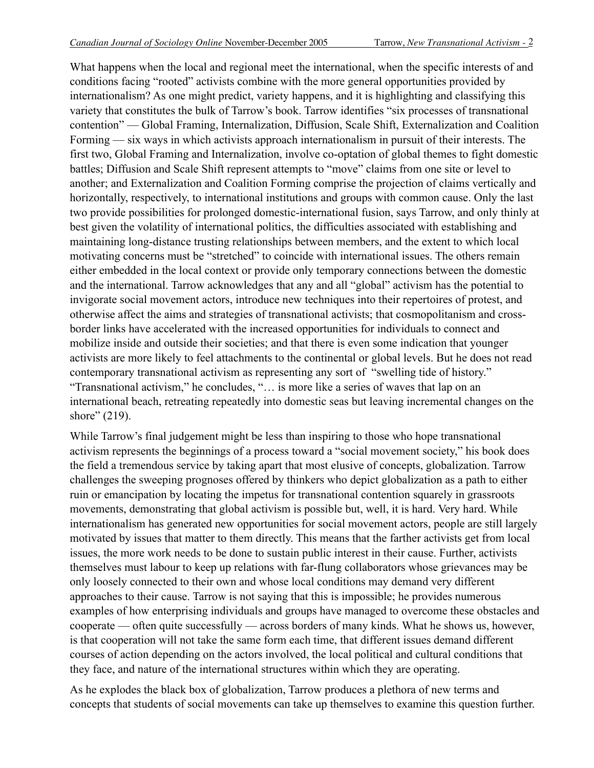What happens when the local and regional meet the international, when the specific interests of and conditions facing "rooted" activists combine with the more general opportunities provided by internationalism? As one might predict, variety happens, and it is highlighting and classifying this variety that constitutes the bulk of Tarrow's book. Tarrow identifies "six processes of transnational contention" — Global Framing, Internalization, Diffusion, Scale Shift, Externalization and Coalition Forming — six ways in which activists approach internationalism in pursuit of their interests. The first two, Global Framing and Internalization, involve co-optation of global themes to fight domestic battles; Diffusion and Scale Shift represent attempts to "move" claims from one site or level to another; and Externalization and Coalition Forming comprise the projection of claims vertically and horizontally, respectively, to international institutions and groups with common cause. Only the last two provide possibilities for prolonged domestic-international fusion, says Tarrow, and only thinly at best given the volatility of international politics, the difficulties associated with establishing and maintaining long-distance trusting relationships between members, and the extent to which local motivating concerns must be "stretched" to coincide with international issues. The others remain either embedded in the local context or provide only temporary connections between the domestic and the international. Tarrow acknowledges that any and all "global" activism has the potential to invigorate social movement actors, introduce new techniques into their repertoires of protest, and otherwise affect the aims and strategies of transnational activists; that cosmopolitanism and cross-border links have accelerated with the increased opportunities for individuals to connect and mobilize inside and outside their societies; and that there is even some indication that younger activists are more likely to feel attachments to the continental or global levels. But he does not read contemporary transnational activism as representing any sort of "swelling tide of history." "Transnational activism," he concludes, "… is more like a series of waves that lap on an international beach, retreating repeatedly into domestic seas but leaving incremental changes on the shore" (219).

While Tarrow's final judgement might be less than inspiring to those who hope transnational activism represents the beginnings of a process toward a "social movement society," his book does the field a tremendous service by taking apart that most elusive of concepts, globalization. Tarrow challenges the sweeping prognoses offered by thinkers who depict globalization as a path to either ruin or emancipation by locating the impetus for transnational contention squarely in grassroots movements, demonstrating that global activism is possible but, well, it is hard. Very hard. While internationalism has generated new opportunities for social movement actors, people are still largely motivated by issues that matter to them directly. This means that the farther activists get from local issues, the more work needs to be done to sustain public interest in their cause. Further, activists themselves must labour to keep up relations with far-flung collaborators whose grievances may be only loosely connected to their own and whose local conditions may demand very different approaches to their cause. Tarrow is not saying that this is impossible; he provides numerous examples of how enterprising individuals and groups have managed to overcome these obstacles and cooperate — often quite successfully — across borders of many kinds. What he shows us, however, is that cooperation will not take the same form each time, that different issues demand different courses of action depending on the actors involved, the local political and cultural conditions that they face, and nature of the international structures within which they are operating.

As he explodes the black box of globalization, Tarrow produces a plethora of new terms and concepts that students of social movements can take up themselves to examine this question further.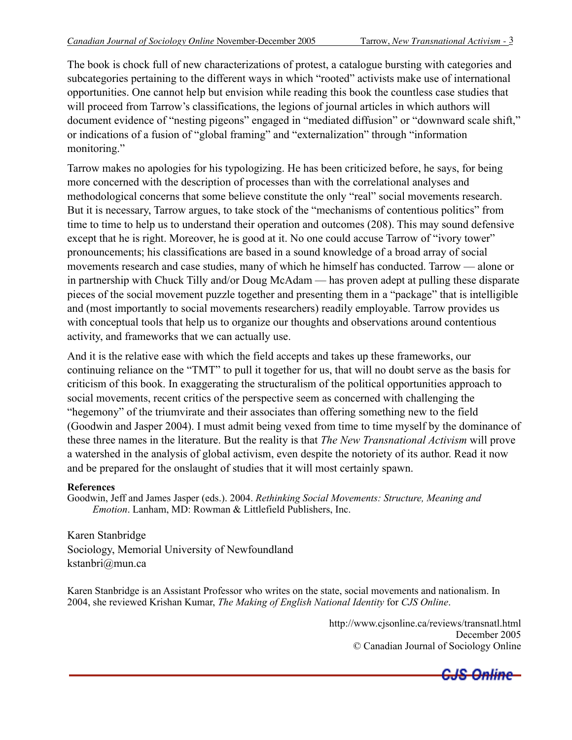The book is chock full of new characterizations of protest, a catalogue bursting with categories and subcategories pertaining to the different ways in which "rooted" activists make use of international opportunities. One cannot help but envision while reading this book the countless case studies that will proceed from Tarrow's classifications, the legions of journal articles in which authors will document evidence of "nesting pigeons" engaged in "mediated diffusion" or "downward scale shift," or indications of a fusion of "global framing" and "externalization" through "information monitoring."

Tarrow makes no apologies for his typologizing. He has been criticized before, he says, for being more concerned with the description of processes than with the correlational analyses and methodological concerns that some believe constitute the only "real" social movements research. But it is necessary, Tarrow argues, to take stock of the "mechanisms of contentious politics" from time to time to help us to understand their operation and outcomes (208). This may sound defensive except that he is right. Moreover, he is good at it. No one could accuse Tarrow of "ivory tower" pronouncements; his classifications are based in a sound knowledge of a broad array of social movements research and case studies, many of which he himself has conducted. Tarrow — alone or in partnership with Chuck Tilly and/or Doug McAdam — has proven adept at pulling these disparate pieces of the social movement puzzle together and presenting them in a "package" that is intelligible and (most importantly to social movements researchers) readily employable. Tarrow provides us with conceptual tools that help us to organize our thoughts and observations around contentious activity, and frameworks that we can actually use.

And it is the relative ease with which the field accepts and takes up these frameworks, our continuing reliance on the "TMT" to pull it together for us, that will no doubt serve as the basis for criticism of this book. In exaggerating the structuralism of the political opportunities approach to social movements, recent critics of the perspective seem as concerned with challenging the "hegemony" of the triumvirate and their associates than offering something new to the field (Goodwin and Jasper 2004). I must admit being vexed from time to time myself by the dominance of these three names in the literature. But the reality is that *The New Transnational Activism* will prove a watershed in the analysis of global activism, even despite the notoriety of its author. Read it now and be prepared for the onslaught of studies that it will most certainly spawn.

**References**

Goodwin, Jeff and James Jasper (eds.). 2004. *Rethinking Social Movements: Structure, Meaning and Emotion*. Lanham, MD: Rowman & Littlefield Publishers, Inc.

Karen Stanbridge
Sociology, Memorial University of Newfoundland
kstanbri@mun.ca

Karen Stanbridge is an Assistant Professor who writes on the state, social movements and nationalism. In 2004, she reviewed Krishan Kumar, *The Making of English National Identity* for *CJS Online*.

http://www.cjsonline.ca/reviews/transnatl.html
December 2005
© Canadian Journal of Sociology Online